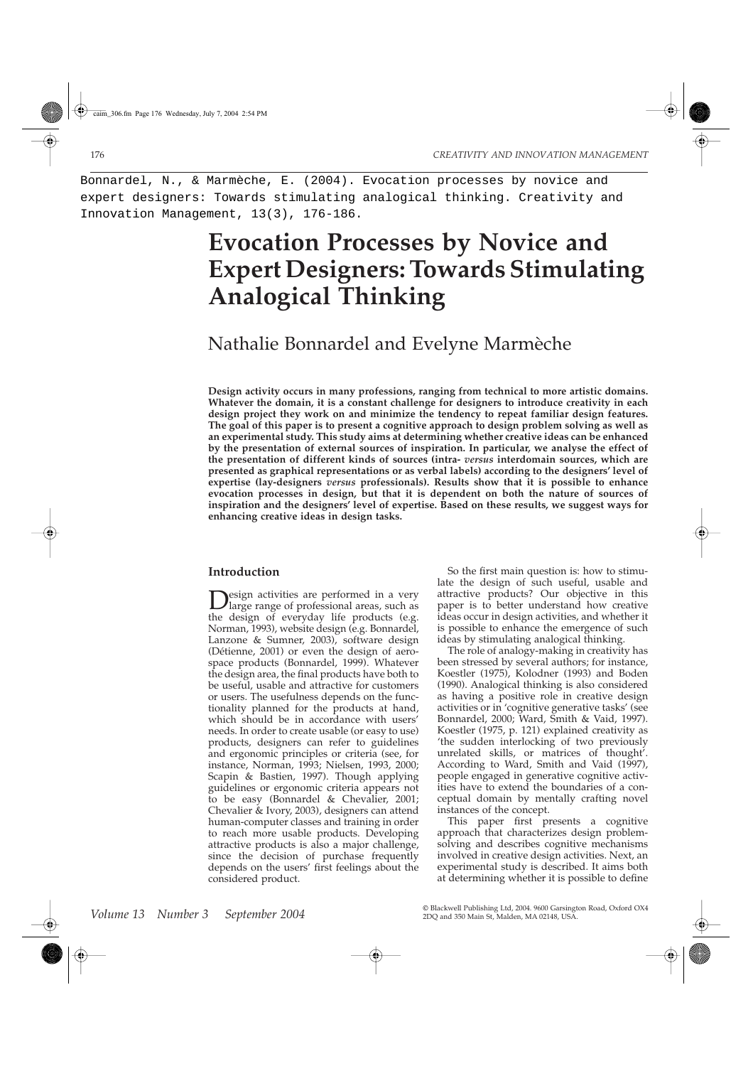Bonnardel, N., & Marmèche, E. (2004). Evocation processes by novice and expert designers: Towards stimulating analogical thinking. Creativity and Innovation Management, 13(3), 176-186.

# Evocation Processes by Novice and Expert Designers: Towards Stimulating Analogical Thinking

Nathalie Bonnardel and Evelyne Marmèche

**Design activity occurs in many professions, ranging from technical to more artistic domains. Whatever the domain, it is a constant challenge for designers to introduce creativity in each design project they work on and minimize the tendency to repeat familiar design features. The goal of this paper is to present a cognitive approach to design problem solving as well as an experimental study. This study aims at determining whether creative ideas can be enhanced by the presentation of external sources of inspiration. In particular, we analyse the effect of the presentation of different kinds of sources (intra- *versus* interdomain sources, which are presented as graphical representations or as verbal labels) according to the designers' level of expertise (lay-designers *versus* professionals). Results show that it is possible to enhance evocation processes in design, but that it is dependent on both the nature of sources of inspiration and the designers' level of expertise. Based on these results, we suggest ways for enhancing creative ideas in design tasks.**

## Introduction

Design activities are performed in a very large range of professional areas, such as the design of everyday life products (e.g. Norman, 1993), website design (e.g. Bonnardel, Lanzone & Sumner, 2003), software design (Détienne, 2001) or even the design of aerospace products (Bonnardel, 1999). Whatever the design area, the final products have both to be useful, usable and attractive for customers or users. The usefulness depends on the functionality planned for the products at hand, which should be in accordance with users' needs. In order to create usable (or easy to use) products, designers can refer to guidelines and ergonomic principles or criteria (see, for instance, Norman, 1993; Nielsen, 1993, 2000; Scapin & Bastien, 1997). Though applying guidelines or ergonomic criteria appears not to be easy (Bonnardel & Chevalier, 2001; Chevalier & Ivory, 2003), designers can attend human-computer classes and training in order to reach more usable products. Developing attractive products is also a major challenge, since the decision of purchase frequently depends on the users' first feelings about the considered product.

So the first main question is: how to stimulate the design of such useful, usable and attractive products? Our objective in this paper is to better understand how creative ideas occur in design activities, and whether it is possible to enhance the emergence of such ideas by stimulating analogical thinking.

The role of analogy-making in creativity has been stressed by several authors; for instance, Koestler (1975), Kolodner (1993) and Boden (1990). Analogical thinking is also considered as having a positive role in creative design activities or in 'cognitive generative tasks' (see Bonnardel, 2000; Ward, Smith & Vaid, 1997). Koestler (1975, p. 121) explained creativity as 'the sudden interlocking of two previously unrelated skills, or matrices of thought'. According to Ward, Smith and Vaid (1997), people engaged in generative cognitive activities have to extend the boundaries of a conceptual domain by mentally crafting novel instances of the concept.

This paper first presents a cognitive approach that characterizes design problem-solving and describes cognitive mechanisms involved in creative design activities. Next, an experimental study is described. It aims both at determining whether it is possible to define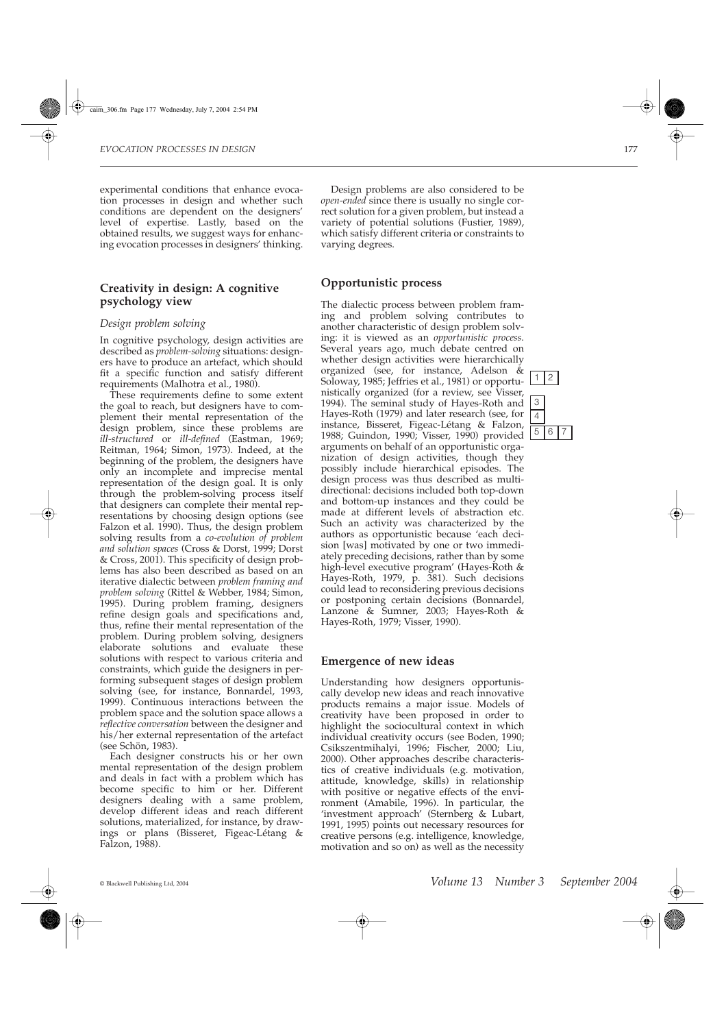experimental conditions that enhance evocation processes in design and whether such conditions are dependent on the designers' level of expertise. Lastly, based on the obtained results, we suggest ways for enhancing evocation processes in designers' thinking.

## Creativity in design: A cognitive psychology view

### *Design problem solving*

In cognitive psychology, design activities are described as *problem-solving* situations: designers have to produce an artefact, which should fit a specific function and satisfy different requirements (Malhotra et al., 1980).

These requirements define to some extent the goal to reach, but designers have to complement their mental representation of the design problem, since these problems are *ill-structured* or *ill-defined* (Eastman, 1969; Reitman, 1964; Simon, 1973). Indeed, at the beginning of the problem, the designers have only an incomplete and imprecise mental representation of the design goal. It is only through the problem-solving process itself that designers can complete their mental representations by choosing design options (see Falzon et al. 1990). Thus, the design problem solving results from a *co-evolution of problem and solution spaces* (Cross & Dorst, 1999; Dorst & Cross, 2001). This specificity of design problems has also been described as based on an iterative dialectic between *problem framing and problem solving* (Rittel & Webber, 1984; Simon, 1995). During problem framing, designers refine design goals and specifications and, thus, refine their mental representation of the problem. During problem solving, designers elaborate solutions and evaluate these solutions with respect to various criteria and constraints, which guide the designers in performing subsequent stages of design problem solving (see, for instance, Bonnardel, 1993, 1999). Continuous interactions between the problem space and the solution space allows a *reflective conversation* between the designer and his/her external representation of the artefact (see Schön, 1983).

Each designer constructs his or her own mental representation of the design problem and deals in fact with a problem which has become specific to him or her. Different designers dealing with a same problem, develop different ideas and reach different solutions, materialized, for instance, by drawings or plans (Bisseret, Figeac-Létang & Falzon, 1988).

Design problems are also considered to be *open-ended* since there is usually no single correct solution for a given problem, but instead a variety of potential solutions (Fustier, 1989), which satisfy different criteria or constraints to varying degrees.

## Opportunistic process

The dialectic process between problem framing and problem solving contributes to another characteristic of design problem solving: it is viewed as an *opportunistic process*. Several years ago, much debate centred on whether design activities were hierarchically organized (see, for instance, Adelson & Soloway, 1985; Jeffries et al., 1981) or opportunistically organized (for a review, see Visser, 1994). The seminal study of Hayes-Roth and Hayes-Roth (1979) and later research (see, for instance, Bisseret, Figeac-Létang & Falzon, 1988; Guindon, 1990; Visser, 1990) provided arguments on behalf of an opportunistic organization of design activities, though they possibly include hierarchical episodes. The design process was thus described as multidirectional: decisions included both top-down and bottom-up instances and they could be made at different levels of abstraction etc. Such an activity was characterized by the authors as opportunistic because 'each decision [was] motivated by one or two immediately preceding decisions, rather than by some high-level executive program' (Hayes-Roth & Hayes-Roth, 1979, p. 381). Such decisions could lead to reconsidering previous decisions or postponing certain decisions (Bonnardel, Lanzone & Sumner, 2003; Hayes-Roth & Hayes-Roth, 1979; Visser, 1990).

## Emergence of new ideas

Understanding how designers opportunistically develop new ideas and reach innovative products remains a major issue. Models of creativity have been proposed in order to highlight the sociocultural context in which individual creativity occurs (see Boden, 1990; Csikszentmihalyi, 1996; Fischer, 2000; Liu, 2000). Other approaches describe characteristics of creative individuals (e.g. motivation, attitude, knowledge, skills) in relationship with positive or negative effects of the environment (Amabile, 1996). In particular, the 'investment approach' (Sternberg & Lubart, 1991, 1995) points out necessary resources for creative persons (e.g. intelligence, knowledge, motivation and so on) as well as the necessity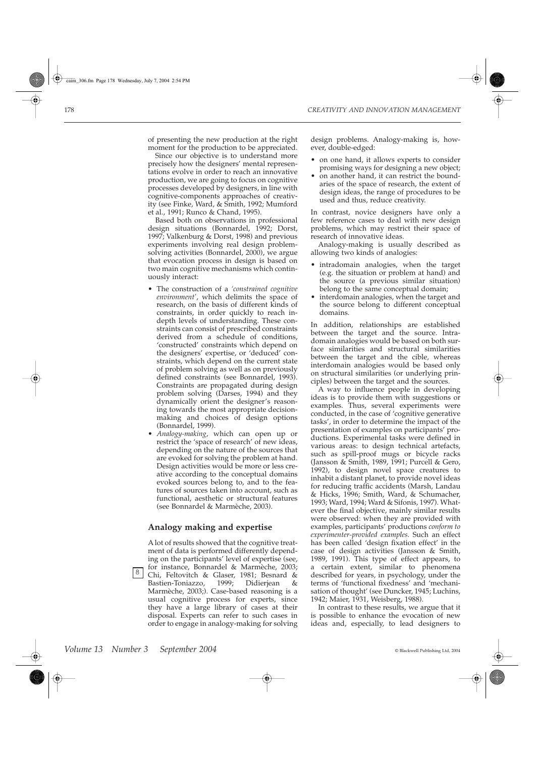of presenting the new production at the right moment for the production to be appreciated.

Since our objective is to understand more precisely how the designers' mental representations evolve in order to reach an innovative production, we are going to focus on cognitive processes developed by designers, in line with cognitive-components approaches of creativity (see Finke, Ward, & Smith, 1992; Mumford et al., 1991; Runco & Chand, 1995).

Based both on observations in professional design situations (Bonnardel, 1992; Dorst, 1997; Valkenburg & Dorst, 1998) and previous experiments involving real design problem-solving activities (Bonnardel, 2000), we argue that evocation process in design is based on two main cognitive mechanisms which continuously interact:

- The construction of a *'constrained cognitive environment'*, which delimits the space of research, on the basis of different kinds of constraints, in order quickly to reach in-depth levels of understanding. These constraints can consist of prescribed constraints derived from a schedule of conditions, 'constructed' constraints which depend on the designers' expertise, or 'deduced' constraints, which depend on the current state of problem solving as well as on previously defined constraints (see Bonnardel, 1993). Constraints are propagated during design problem solving (Darses, 1994) and they dynamically orient the designer's reasoning towards the most appropriate decision-making and choices of design options (Bonnardel, 1999).
- *Analogy-making*, which can open up or restrict the 'space of research' of new ideas, depending on the nature of the sources that are evoked for solving the problem at hand. Design activities would be more or less creative according to the conceptual domains evoked sources belong to, and to the features of sources taken into account, such as functional, aesthetic or structural features (see Bonnardel & Marmèche, 2003).

## Analogy making and expertise

A lot of results showed that the cognitive treatment of data is performed differently depending on the participants' level of expertise (see, for instance, Bonnardel & Marmèche, 2003; Chi, Feltovitch & Glaser, 1981; Besnard & Bastien-Toniazzo, 1999; Didierjean & Marmèche, 2003;). Case-based reasoning is a usual cognitive process for experts, since they have a large library of cases at their disposal. Experts can refer to such cases in order to engage in analogy-making for solving design problems. Analogy-making is, however, double-edged:

- on one hand, it allows experts to consider promising ways for designing a new object;
- on another hand, it can restrict the boundaries of the space of research, the extent of design ideas, the range of procedures to be used and thus, reduce creativity.

In contrast, novice designers have only a few reference cases to deal with new design problems, which may restrict their space of research of innovative ideas.

Analogy-making is usually described as allowing two kinds of analogies:

- intradomain analogies, when the target (e.g. the situation or problem at hand) and the source (a previous similar situation) belong to the same conceptual domain;
- interdomain analogies, when the target and the source belong to different conceptual domains.

In addition, relationships are established between the target and the source. Intradomain analogies would be based on both surface similarities and structural similarities between the target and the cible, whereas interdomain analogies would be based only on structural similarities (or underlying principles) between the target and the sources.

A way to influence people in developing ideas is to provide them with suggestions or examples. Thus, several experiments were conducted, in the case of 'cognitive generative tasks', in order to determine the impact of the presentation of examples on participants' productions. Experimental tasks were defined in various areas: to design technical artefacts, such as spill-proof mugs or bicycle racks (Jansson & Smith, 1989, 1991; Purcell & Gero, 1992), to design novel space creatures to inhabit a distant planet, to provide novel ideas for reducing traffic accidents (Marsh, Landau & Hicks, 1996; Smith, Ward, & Schumacher, 1993; Ward, 1994; Ward & Sifonis, 1997). Whatever the final objective, mainly similar results were observed: when they are provided with examples, participants' productions *conform to experimenter-provided examples*. Such an effect has been called 'design fixation effect' in the case of design activities (Jansson & Smith, 1989, 1991). This type of effect appears, to a certain extent, similar to phenomena described for years, in psychology, under the terms of 'functional fixedness' and 'mechanisation of thought' (see Duncker, 1945; Luchins, 1942; Maier, 1931, Weisberg, 1988).

In contrast to these results, we argue that it is possible to enhance the evocation of new ideas and, especially, to lead designers to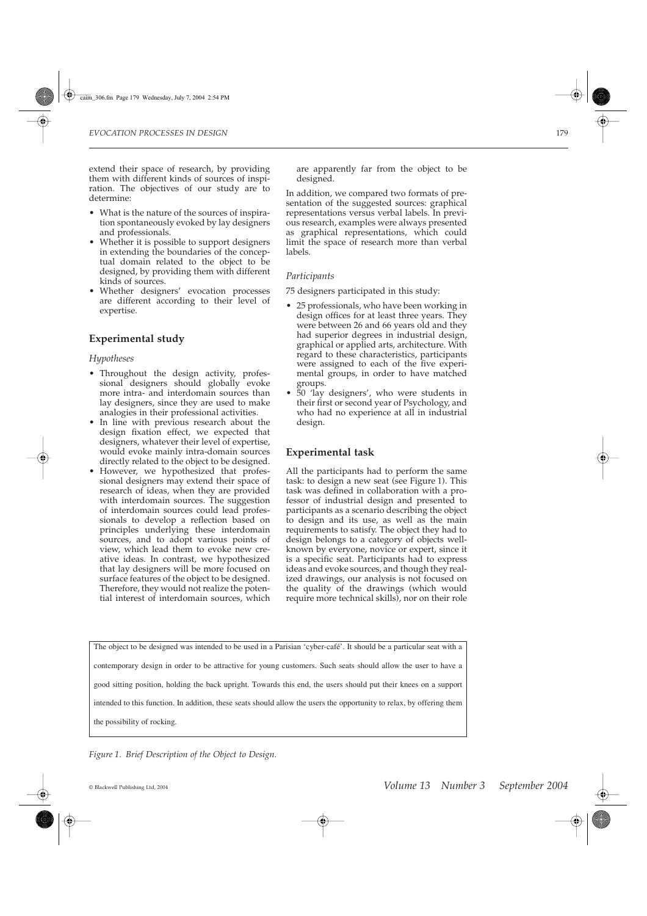extend their space of research, by providing them with different kinds of sources of inspiration. The objectives of our study are to determine:

- What is the nature of the sources of inspiration spontaneously evoked by lay designers and professionals.
- Whether it is possible to support designers in extending the boundaries of the conceptual domain related to the object to be designed, by providing them with different kinds of sources.
- Whether designers' evocation processes are different according to their level of expertise.

## Experimental study

### *Hypotheses*

- Throughout the design activity, professional designers should globally evoke more intra- and interdomain sources than lay designers, since they are used to make analogies in their professional activities.
- In line with previous research about the design fixation effect, we expected that designers, whatever their level of expertise, would evoke mainly intra-domain sources directly related to the object to be designed.
- However, we hypothesized that professional designers may extend their space of research of ideas, when they are provided with interdomain sources. The suggestion of interdomain sources could lead professionals to develop a reflection based on principles underlying these interdomain sources, and to adopt various points of view, which lead them to evoke new creative ideas. In contrast, we hypothesized that lay designers will be more focused on surface features of the object to be designed. Therefore, they would not realize the potential interest of interdomain sources, which are apparently far from the object to be designed.

In addition, we compared two formats of presentation of the suggested sources: graphical representations versus verbal labels. In previous research, examples were always presented as graphical representations, which could limit the space of research more than verbal labels.

### *Participants*

75 designers participated in this study:

- 25 professionals, who have been working in design offices for at least three years. They were between 26 and 66 years old and they had superior degrees in industrial design, graphical or applied arts, architecture. With regard to these characteristics, participants were assigned to each of the five experimental groups, in order to have matched groups.
- 50 'lay designers', who were students in their first or second year of Psychology, and who had no experience at all in industrial design.

## Experimental task

All the participants had to perform the same task: to design a new seat (see Figure 1). This task was defined in collaboration with a professor of industrial design and presented to participants as a scenario describing the object to design and its use, as well as the main requirements to satisfy. The object they had to design belongs to a category of objects well-known by everyone, novice or expert, since it is a specific seat. Participants had to express ideas and evoke sources, and though they realized drawings, our analysis is not focused on the quality of the drawings (which would require more technical skills), nor on their role

> The object to be designed was intended to be used in a Parisian 'cyber-café'. It should be a particular seat with a contemporary design in order to be attractive for young customers. Such seats should allow the user to have a good sitting position, holding the back upright. Towards this end, the users should put their knees on a support intended to this function. In addition, these seats should allow the users the opportunity to relax, by offering them the possibility of rocking.

*Figure 1. Brief Description of the Object to Design.*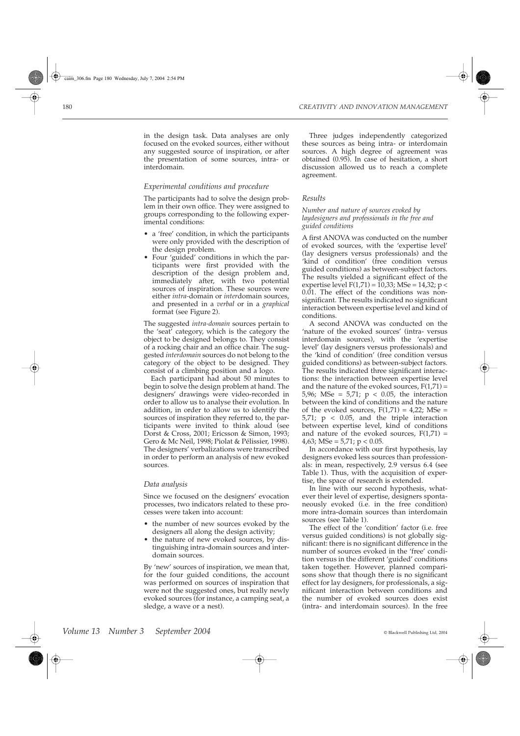in the design task. Data analyses are only focused on the evoked sources, either without any suggested source of inspiration, or after the presentation of some sources, intra- or interdomain.

### *Experimental conditions and procedure*

The participants had to solve the design problem in their own office. They were assigned to groups corresponding to the following experimental conditions:

- a 'free' condition, in which the participants were only provided with the description of the design problem.
- Four 'guided' conditions in which the participants were first provided with the description of the design problem and, immediately after, with two potential sources of inspiration. These sources were either *intra*-domain or *inter*domain sources, and presented in a *verbal* or in a *graphical* format (see Figure 2).

The suggested *intra-domain* sources pertain to the 'seat' category, which is the category the object to be designed belongs to. They consist of a rocking chair and an office chair. The suggested *interdomain* sources do not belong to the category of the object to be designed. They consist of a climbing position and a logo.

Each participant had about 50 minutes to begin to solve the design problem at hand. The designers' drawings were video-recorded in order to allow us to analyse their evolution. In addition, in order to allow us to identify the sources of inspiration they referred to, the participants were invited to think aloud (see Dorst & Cross, 2001; Ericsson & Simon, 1993; Gero & Mc Neil, 1998; Piolat & Pélissier, 1998). The designers' verbalizations were transcribed in order to perform an analysis of new evoked sources.

### *Data analysis*

Since we focused on the designers' evocation processes, two indicators related to these processes were taken into account:

- the number of new sources evoked by the designers all along the design activity;
- the nature of new evoked sources, by distinguishing intra-domain sources and interdomain sources.

By 'new' sources of inspiration, we mean that, for the four guided conditions, the account was performed on sources of inspiration that were not the suggested ones, but really newly evoked sources (for instance, a camping seat, a sledge, a wave or a nest).

Three judges independently categorized these sources as being intra- or interdomain sources. A high degree of agreement was obtained (0.95). In case of hesitation, a short discussion allowed us to reach a complete agreement.

### *Results*

#### *Number and nature of sources evoked by laydesigners and professionals in the free and guided conditions*

A first ANOVA was conducted on the number of evoked sources, with the 'expertise level' (lay designers versus professionals) and the 'kind of condition' (free condition versus guided conditions) as between-subject factors. The results yielded a significant effect of the expertise level $F(1,71) = 10,33$; $MSe = 14,32$; $p < 0.01$. The effect of the conditions was non-significant. The results indicated no significant interaction between expertise level and kind of conditions.

A second ANOVA was conducted on the 'nature of the evoked sources' (intra- versus interdomain sources), with the 'expertise level' (lay designers versus professionals) and the 'kind of condition' (free condition versus guided conditions) as between-subject factors. The results indicated three significant interactions: the interaction between expertise level and the nature of the evoked sources, $F(1,71) = 5,96$; $MSe = 5,71$; $p < 0.05$, the interaction between the kind of conditions and the nature of the evoked sources, $F(1,71) = 4,22$; $MSe = 5,71$; $p < 0.05$, and the triple interaction between expertise level, kind of conditions and nature of the evoked sources, $F(1,71) = 4,63$; $MSe = 5,71$; $p < 0.05$.

In accordance with our first hypothesis, lay designers evoked less sources than professionals: in mean, respectively, 2.9 versus 6.4 (see Table 1). Thus, with the acquisition of expertise, the space of research is extended.

In line with our second hypothesis, whatever their level of expertise, designers spontaneously evoked (i.e. in the free condition) more intra-domain sources than interdomain sources (see Table 1).

The effect of the 'condition' factor (i.e. free versus guided conditions) is not globally significant: there is no significant difference in the number of sources evoked in the 'free' condition versus in the different 'guided' conditions taken together. However, planned comparisons show that though there is no significant effect for lay designers, for professionals, a significant interaction between conditions and the number of evoked sources does exist (intra- and interdomain sources). In the free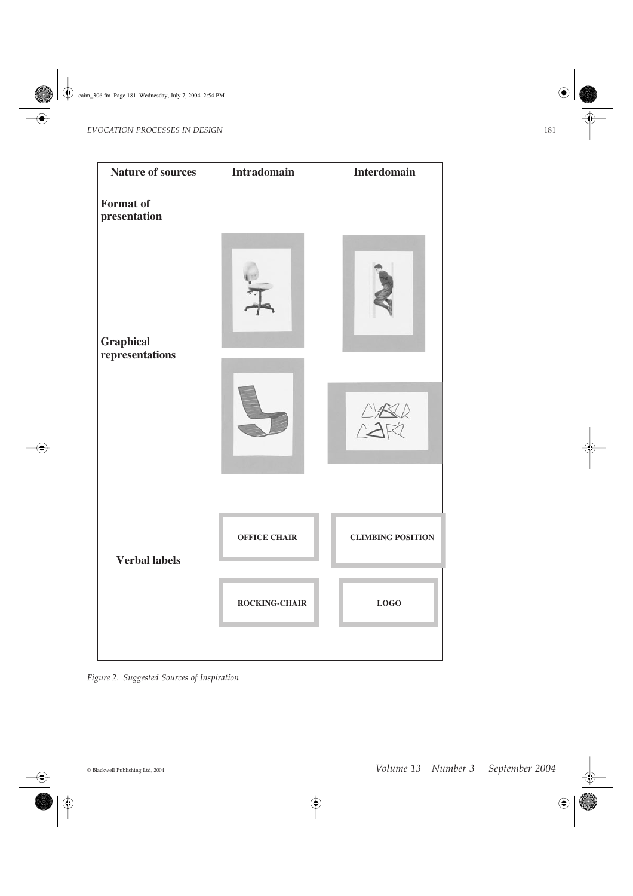| Nature of sources / Format of presentation | Intradomain | Interdomain |
|---|---|---|
| Graphical representations | | |
| Verbal labels | OFFICE CHAIR | CLIMBING POSITION |
| | ROCKING-CHAIR | LOGO |

*Figure 2. Suggested Sources of Inspiration*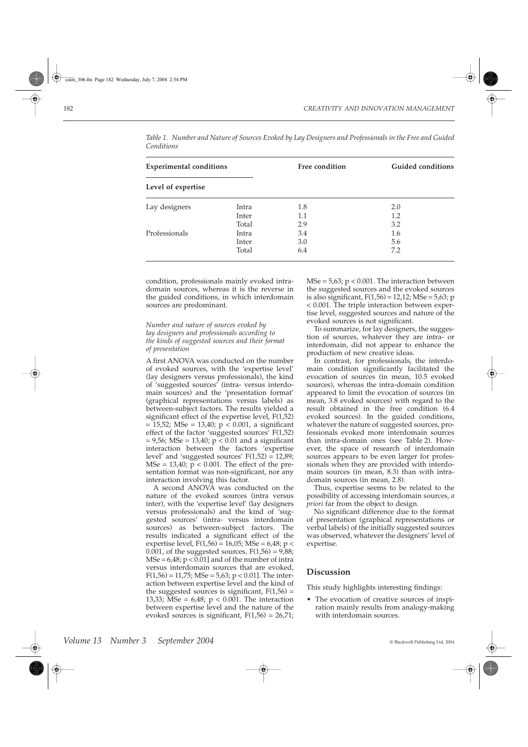*Table 1. Number and Nature of Sources Evoked by Lay Designers and Professionals in the Free and Guided Conditions*

| Experimental conditions | | Free condition | Guided conditions |
|---|---|---|---|
| **Level of expertise** | | | |
| Lay designers | Intra | 1.8 | 2.0 |
| | Inter | 1.1 | 1.2 |
| | Total | 2.9 | 3.2 |
| Professionals | Intra | 3.4 | 1.6 |
| | Inter | 3.0 | 5.6 |
| | Total | 6.4 | 7.2 |

condition, professionals mainly evoked intradomain sources, whereas it is the reverse in the guided conditions, in which interdomain sources are predominant.

*Number and nature of sources evoked by lay designers and professionals according to the kinds of suggested sources and their format of presentation*

A first ANOVA was conducted on the number of evoked sources, with the 'expertise level' (lay designers versus professionals), the kind of 'suggested sources' (intra- versus interdomain sources) and the 'presentation format' (graphical representations versus labels) as between-subject factors. The results yielded a significant effect of the expertise level, $F(1,52) = 15{,}52$; $MSe = 13{,}40$; $p < 0.001$, a significant effect of the factor 'suggested sources' $F(1,52) = 9{,}56$; $MSe = 13{,}40$; $p < 0.01$ and a significant interaction between the factors 'expertise level' and 'suggested sources' $F(1,52) = 12{,}89$; $MSe = 13{,}40$; $p < 0.001$. The effect of the presentation format was non-significant, nor any interaction involving this factor.

A second ANOVA was conducted on the nature of the evoked sources (intra versus inter), with the 'expertise level' (lay designers versus professionals) and the kind of 'suggested sources' (intra- versus interdomain sources) as between-subject factors. The results indicated a significant effect of the expertise level, $F(1,56) = 16{,}05$; $MSe = 6{,}48$; $p < 0.001$, of the suggested sources, $F(1,56) = 9{,}88$; $MSe = 6{,}48$; $p < 0.01$] and of the number of intra versus interdomain sources that are evoked, $F(1,56) = 11{,}75$; $MSe = 5{,}63$; $p < 0.01$]. The interaction between expertise level and the kind of the suggested sources is significant, $F(1,56) = 13{,}33$; $MSe = 6{,}48$; $p < 0.001$. The interaction between expertise level and the nature of the evoked sources is significant, $F(1,56) = 26{,}71$; $MSe = 5{,}63$; $p < 0.001$. The interaction between the suggested sources and the evoked sources is also significant, $F(1,56) = 12{,}12$; $MSe = 5{,}63$; $p < 0.001$. The triple interaction between expertise level, suggested sources and nature of the evoked sources is not significant.

To summarize, for lay designers, the suggestion of sources, whatever they are intra- or interdomain, did not appear to enhance the production of new creative ideas.

In contrast, for professionals, the interdomain condition significantly facilitated the evocation of sources (in mean, 10.5 evoked sources), whereas the intra-domain condition appeared to limit the evocation of sources (in mean, 3.8 evoked sources) with regard to the result obtained in the free condition (6.4 evoked sources). In the guided conditions, whatever the nature of suggested sources, professionals evoked more interdomain sources than intra-domain ones (see Table 2). However, the space of research of interdomain sources appears to be even larger for professionals when they are provided with interdomain sources (in mean, 8.3) than with intradomain sources (in mean, 2.8).

Thus, expertise seems to be related to the possibility of accessing interdomain sources, *a priori* far from the object to design.

No significant difference due to the format of presentation (graphical representations or verbal labels) of the initially suggested sources was observed, whatever the designers' level of expertise.

## Discussion

This study highlights interesting findings:

- The evocation of creative sources of inspiration mainly results from analogy-making with interdomain sources.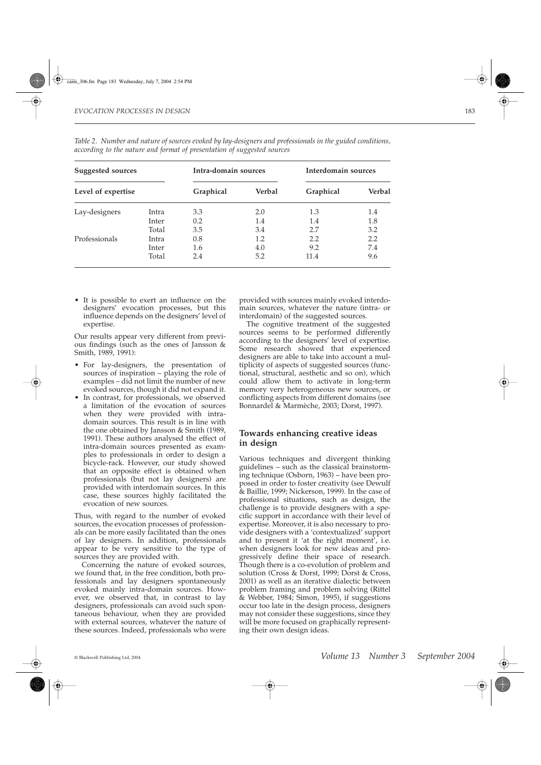*Table 2. Number and nature of sources evoked by lay-designers and professionals in the guided conditions, according to the nature and format of presentation of suggested sources*

| Suggested sources | | Intra-domain sources | | Interdomain sources | |
|---|---|---|---|---|---|
| Level of expertise | | Graphical | Verbal | Graphical | Verbal |
| Lay-designers | Intra | 3.3 | 2.0 | 1.3 | 1.4 |
| | Inter | 0.2 | 1.4 | 1.4 | 1.8 |
| | Total | 3.5 | 3.4 | 2.7 | 3.2 |
| Professionals | Intra | 0.8 | 1.2 | 2.2 | 2.2 |
| | Inter | 1.6 | 4.0 | 9.2 | 7.4 |
| | Total | 2.4 | 5.2 | 11.4 | 9.6 |

- It is possible to exert an influence on the designers' evocation processes, but this influence depends on the designers' level of expertise.

Our results appear very different from previous findings (such as the ones of Jansson & Smith, 1989, 1991):

- For lay-designers, the presentation of sources of inspiration – playing the role of examples – did not limit the number of new evoked sources, though it did not expand it.
- In contrast, for professionals, we observed a limitation of the evocation of sources when they were provided with intra-domain sources. This result is in line with the one obtained by Jansson & Smith (1989, 1991). These authors analysed the effect of intra-domain sources presented as examples to professionals in order to design a bicycle-rack. However, our study showed that an opposite effect is obtained when professionals (but not lay designers) are provided with interdomain sources. In this case, these sources highly facilitated the evocation of new sources.

Thus, with regard to the number of evoked sources, the evocation processes of professionals can be more easily facilitated than the ones of lay designers. In addition, professionals appear to be very sensitive to the type of sources they are provided with.

Concerning the nature of evoked sources, we found that, in the free condition, both professionals and lay designers spontaneously evoked mainly intra-domain sources. However, we observed that, in contrast to lay designers, professionals can avoid such spontaneous behaviour, when they are provided with external sources, whatever the nature of these sources. Indeed, professionals who were provided with sources mainly evoked interdomain sources, whatever the nature (intra- or interdomain) of the suggested sources.

The cognitive treatment of the suggested sources seems to be performed differently according to the designers' level of expertise. Some research showed that experienced designers are able to take into account a multiplicity of aspects of suggested sources (functional, structural, aesthetic and so on), which could allow them to activate in long-term memory very heterogeneous new sources, or conflicting aspects from different domains (see Bonnardel & Marmèche, 2003; Dorst, 1997).

## Towards enhancing creative ideas in design

Various techniques and divergent thinking guidelines – such as the classical brainstorming technique (Osborn, 1963) – have been proposed in order to foster creativity (see Dewulf & Baillie, 1999; Nickerson, 1999). In the case of professional situations, such as design, the challenge is to provide designers with a specific support in accordance with their level of expertise. Moreover, it is also necessary to provide designers with a 'contextualized' support and to present it 'at the right moment', i.e. when designers look for new ideas and progressively define their space of research. Though there is a co-evolution of problem and solution (Cross & Dorst, 1999; Dorst & Cross, 2001) as well as an iterative dialectic between problem framing and problem solving (Rittel & Webber, 1984; Simon, 1995), if suggestions occur too late in the design process, designers may not consider these suggestions, since they will be more focused on graphically representing their own design ideas.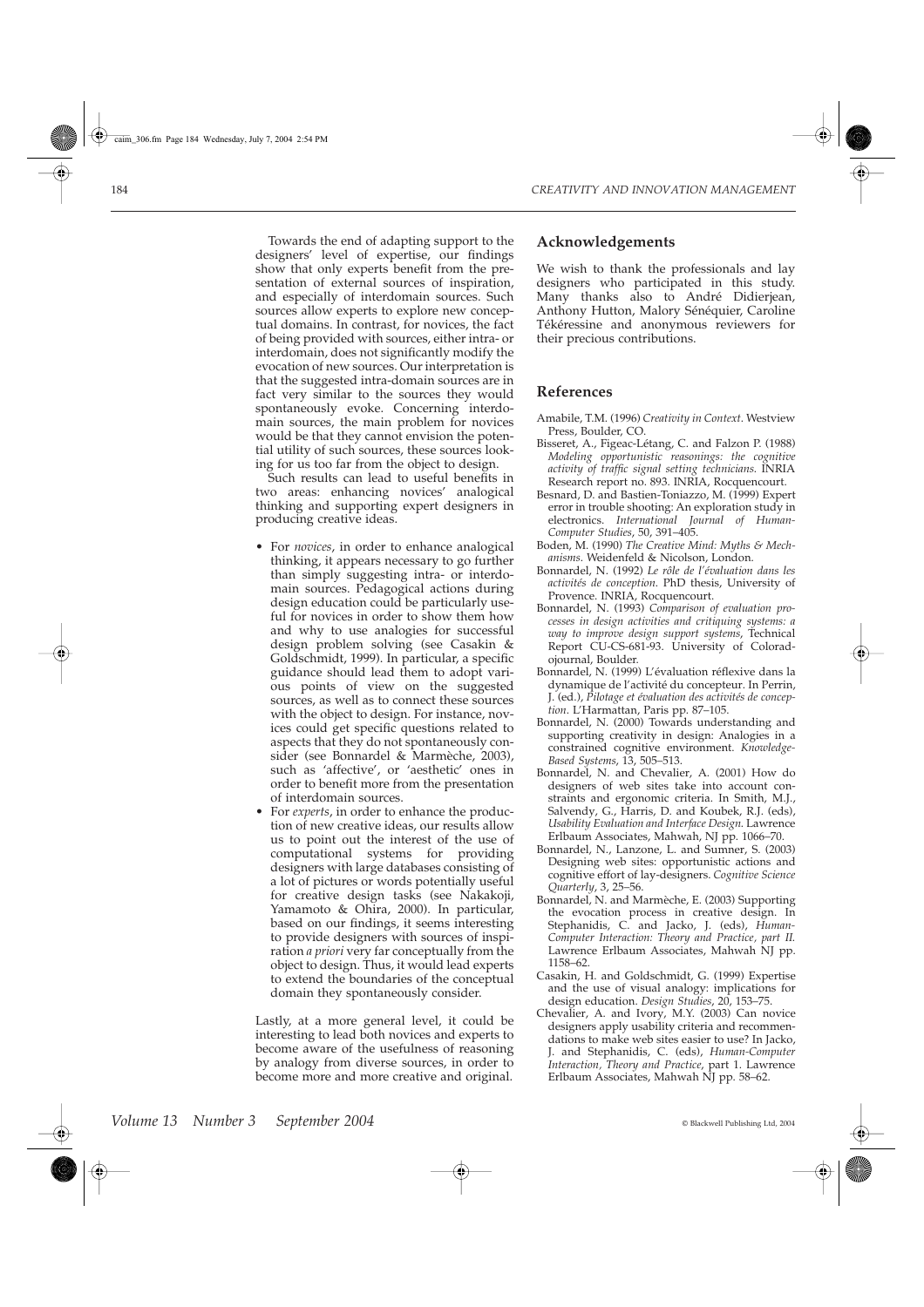Towards the end of adapting support to the designers' level of expertise, our findings show that only experts benefit from the presentation of external sources of inspiration, and especially of interdomain sources. Such sources allow experts to explore new conceptual domains. In contrast, for novices, the fact of being provided with sources, either intra- or interdomain, does not significantly modify the evocation of new sources. Our interpretation is that the suggested intra-domain sources are in fact very similar to the sources they would spontaneously evoke. Concerning interdomain sources, the main problem for novices would be that they cannot envision the potential utility of such sources, these sources looking for us too far from the object to design.

Such results can lead to useful benefits in two areas: enhancing novices' analogical thinking and supporting expert designers in producing creative ideas.

- For *novices*, in order to enhance analogical thinking, it appears necessary to go further than simply suggesting intra- or interdomain sources. Pedagogical actions during design education could be particularly useful for novices in order to show them how and why to use analogies for successful design problem solving (see Casakin & Goldschmidt, 1999). In particular, a specific guidance should lead them to adopt various points of view on the suggested sources, as well as to connect these sources with the object to design. For instance, novices could get specific questions related to aspects that they do not spontaneously consider (see Bonnardel & Marmèche, 2003), such as 'affective', or 'aesthetic' ones in order to benefit more from the presentation of interdomain sources.
- For *experts*, in order to enhance the production of new creative ideas, our results allow us to point out the interest of the use of computational systems for providing designers with large databases consisting of a lot of pictures or words potentially useful for creative design tasks (see Nakakoji, Yamamoto & Ohira, 2000). In particular, based on our findings, it seems interesting to provide designers with sources of inspiration *a priori* very far conceptually from the object to design. Thus, it would lead experts to extend the boundaries of the conceptual domain they spontaneously consider.

Lastly, at a more general level, it could be interesting to lead both novices and experts to become aware of the usefulness of reasoning by analogy from diverse sources, in order to become more and more creative and original.

## Acknowledgements

We wish to thank the professionals and lay designers who participated in this study. Many thanks also to André Didierjean, Anthony Hutton, Malory Sénéquier, Caroline Tékéressine and anonymous reviewers for their precious contributions.

## References

Amabile, T.M. (1996) *Creativity in Context*. Westview Press, Boulder, CO.

Bisseret, A., Figeac-Létang, C. and Falzon P. (1988) *Modeling opportunistic reasonings: the cognitive activity of traffic signal setting technicians*. INRIA Research report no. 893. INRIA, Rocquencourt.

Besnard, D. and Bastien-Toniazzo, M. (1999) Expert error in trouble shooting: An exploration study in electronics. *International Journal of Human-Computer Studies*, 50, 391–405.

Boden, M. (1990) *The Creative Mind: Myths & Mechanisms*. Weidenfeld & Nicolson, London.

Bonnardel, N. (1992) *Le rôle de l'évaluation dans les activités de conception*. PhD thesis, University of Provence. INRIA, Rocquencourt.

Bonnardel, N. (1993) *Comparison of evaluation processes in design activities and critiquing systems: a way to improve design support systems*, Technical Report CU-CS-681-93. University of Coloradojournal, Boulder.

Bonnardel, N. (1999) L'évaluation réflexive dans la dynamique de l'activité du concepteur. In Perrin, J. (ed.), *Pilotage et évaluation des activités de conception*. L'Harmattan, Paris pp. 87–105.

Bonnardel, N. (2000) Towards understanding and supporting creativity in design: Analogies in a constrained cognitive environment. *Knowledge-Based Systems*, 13, 505–513.

Bonnardel, N. and Chevalier, A. (2001) How do designers of web sites take into account constraints and ergonomic criteria. In Smith, M.J., Salvendy, G., Harris, D. and Koubek, R.J. (eds), *Usability Evaluation and Interface Design*. Lawrence Erlbaum Associates, Mahwah, NJ pp. 1066–70.

Bonnardel, N., Lanzone, L. and Sumner, S. (2003) Designing web sites: opportunistic actions and cognitive effort of lay-designers. *Cognitive Science Quarterly*, 3, 25–56.

Bonnardel, N. and Marmèche, E. (2003) Supporting the evocation process in creative design. In Stephanidis, C. and Jacko, J. (eds), *Human-Computer Interaction: Theory and Practice, part II*. Lawrence Erlbaum Associates, Mahwah NJ pp. 1158–62.

Casakin, H. and Goldschmidt, G. (1999) Expertise and the use of visual analogy: implications for design education. *Design Studies*, 20, 153–75.

Chevalier, A. and Ivory, M.Y. (2003) Can novice designers apply usability criteria and recommendations to make web sites easier to use? In Jacko, J. and Stephanidis, C. (eds), *Human-Computer Interaction, Theory and Practice*, part 1. Lawrence Erlbaum Associates, Mahwah NJ pp. 58–62.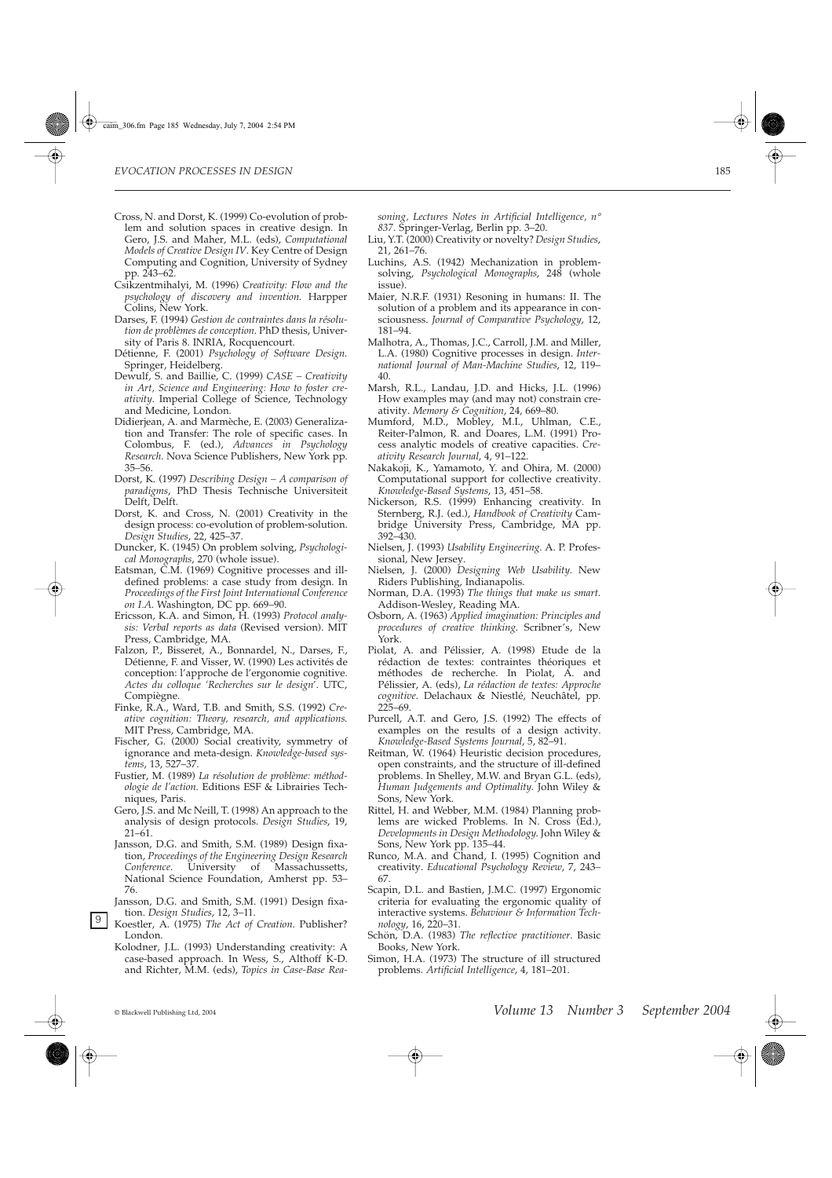Cross, N. and Dorst, K. (1999) Co-evolution of problem and solution spaces in creative design. In Gero, J.S. and Maher, M.L. (eds), *Computational Models of Creative Design IV*. Key Centre of Design Computing and Cognition, University of Sydney pp. 243–62.

Csikzentmihalyi, M. (1996) *Creativity: Flow and the psychology of discovery and invention.* Harpper Colins, New York.

Darses, F. (1994) *Gestion de contraintes dans la résolution de problèmes de conception*. PhD thesis, University of Paris 8. INRIA, Rocquencourt.

Détienne, F. (2001) *Psychology of Software Design*. Springer, Heidelberg.

Dewulf, S. and Baillie, C. (1999) *CASE – Creativity in Art, Science and Engineering: How to foster creativity*. Imperial College of Science, Technology and Medicine, London.

Didierjean, A. and Marmèche, E. (2003) Generalization and Transfer: The role of specific cases. In Colombus, F. (ed.), *Advances in Psychology Research.* Nova Science Publishers, New York pp. 35–56.

Dorst, K. (1997) *Describing Design – A comparison of paradigms*, PhD Thesis Technische Universiteit Delft, Delft.

Dorst, K. and Cross, N. (2001) Creativity in the design process: co-evolution of problem-solution. *Design Studies*, 22, 425–37.

Duncker, K. (1945) On problem solving, *Psychological Monographs*, 270 (whole issue).

Eatsman, C.M. (1969) Cognitive processes and ill-defined problems: a case study from design. In *Proceedings of the First Joint International Conference on I.A.* Washington, DC pp. 669–90.

Ericsson, K.A. and Simon, H. (1993) *Protocol analysis: Verbal reports as data* (Revised version). MIT Press, Cambridge, MA.

Falzon, P., Bisseret, A., Bonnardel, N., Darses, F., Détienne, F. and Visser, W. (1990) Les activités de conception: l'approche de l'ergonomie cognitive. *Actes du colloque 'Recherches sur le design'*. UTC, Compiègne.

Finke, R.A., Ward, T.B. and Smith, S.S. (1992) *Creative cognition: Theory, research, and applications.* MIT Press, Cambridge, MA.

Fischer, G. (2000) Social creativity, symmetry of ignorance and meta-design. *Knowledge-based systems*, 13, 527–37.

Fustier, M. (1989) *La résolution de problème: méthodologie de l'action.* Editions ESF & Librairies Techniques, Paris.

Gero, J.S. and Mc Neill, T. (1998) An approach to the analysis of design protocols. *Design Studies*, 19, 21–61.

Jansson, D.G. and Smith, S.M. (1989) Design fixation, *Proceedings of the Engineering Design Research Conference*. University of Massachussetts, National Science Foundation, Amherst pp. 53–76.

Jansson, D.G. and Smith, S.M. (1991) Design fixation. *Design Studies*, 12, 3–11.

Koestler, A. (1975) *The Act of Creation.* Publisher? London.

Kolodner, J.L. (1993) Understanding creativity: A case-based approach. In Wess, S., Althoff K-D. and Richter, M.M. (eds), *Topics in Case-Base Reasoning, Lectures Notes in Artificial Intelligence, n° 837*. Springer-Verlag, Berlin pp. 3–20.

Liu, Y.T. (2000) Creativity or novelty? *Design Studies*, 21, 261–76.

Luchins, A.S. (1942) Mechanization in problem-solving, *Psychological Monographs*, 248 (whole issue).

Maier, N.R.F. (1931) Resoning in humans: II. The solution of a problem and its appearance in consciousness. *Journal of Comparative Psychology*, 12, 181–94.

Malhotra, A., Thomas, J.C., Carroll, J.M. and Miller, L.A. (1980) Cognitive processes in design. *International Journal of Man-Machine Studies*, 12, 119–40.

Marsh, R.L., Landau, J.D. and Hicks, J.L. (1996) How examples may (and may not) constrain creativity. *Memory & Cognition*, 24, 669–80.

Mumford, M.D., Mobley, M.I., Uhlman, C.E., Reiter-Palmon, R. and Doares, L.M. (1991) Process analytic models of creative capacities. *Creativity Research Journal*, 4, 91–122.

Nakakoji, K., Yamamoto, Y. and Ohira, M. (2000) Computational support for collective creativity. *Knowledge-Based Systems*, 13, 451–58.

Nickerson, R.S. (1999) Enhancing creativity. In Sternberg, R.J. (ed.), *Handbook of Creativity* Cambridge University Press, Cambridge, MA pp. 392–430.

Nielsen, J. (1993) *Usability Engineering*. A. P. Professional, New Jersey.

Nielsen, J. (2000) *Designing Web Usability.* New Riders Publishing, Indianapolis.

Norman, D.A. (1993) *The things that make us smart.* Addison-Wesley, Reading MA.

Osborn, A. (1963) *Applied imagination: Principles and procedures of creative thinking.* Scribner's, New York.

Piolat, A. and Pélissier, A. (1998) Etude de la rédaction de textes: contraintes théoriques et méthodes de recherche. In Piolat, A. and Pélissier, A. (eds), *La rédaction de textes: Approche cognitive.* Delachaux & Niestlé, Neuchâtel, pp. 225–69.

Purcell, A.T. and Gero, J.S. (1992) The effects of examples on the results of a design activity. *Knowledge-Based Systems Journal*, 5, 82–91.

Reitman, W. (1964) Heuristic decision procedures, open constraints, and the structure of ill-defined problems. In Shelley, M.W. and Bryan G.L. (eds), *Human Judgements and Optimality.* John Wiley & Sons, New York.

Rittel, H. and Webber, M.M. (1984) Planning problems are wicked Problems. In N. Cross (Ed.), *Developments in Design Methodology.* John Wiley & Sons, New York pp. 135–44.

Runco, M.A. and Chand, I. (1995) Cognition and creativity. *Educational Psychology Review*, 7, 243–67.

Scapin, D.L. and Bastien, J.M.C. (1997) Ergonomic criteria for evaluating the ergonomic quality of interactive systems. *Behaviour & Information Technology*, 16, 220–31.

Schön, D.A. (1983) *The reflective practitioner*. Basic Books, New York.

Simon, H.A. (1973) The structure of ill structured problems. *Artificial Intelligence*, 4, 181–201.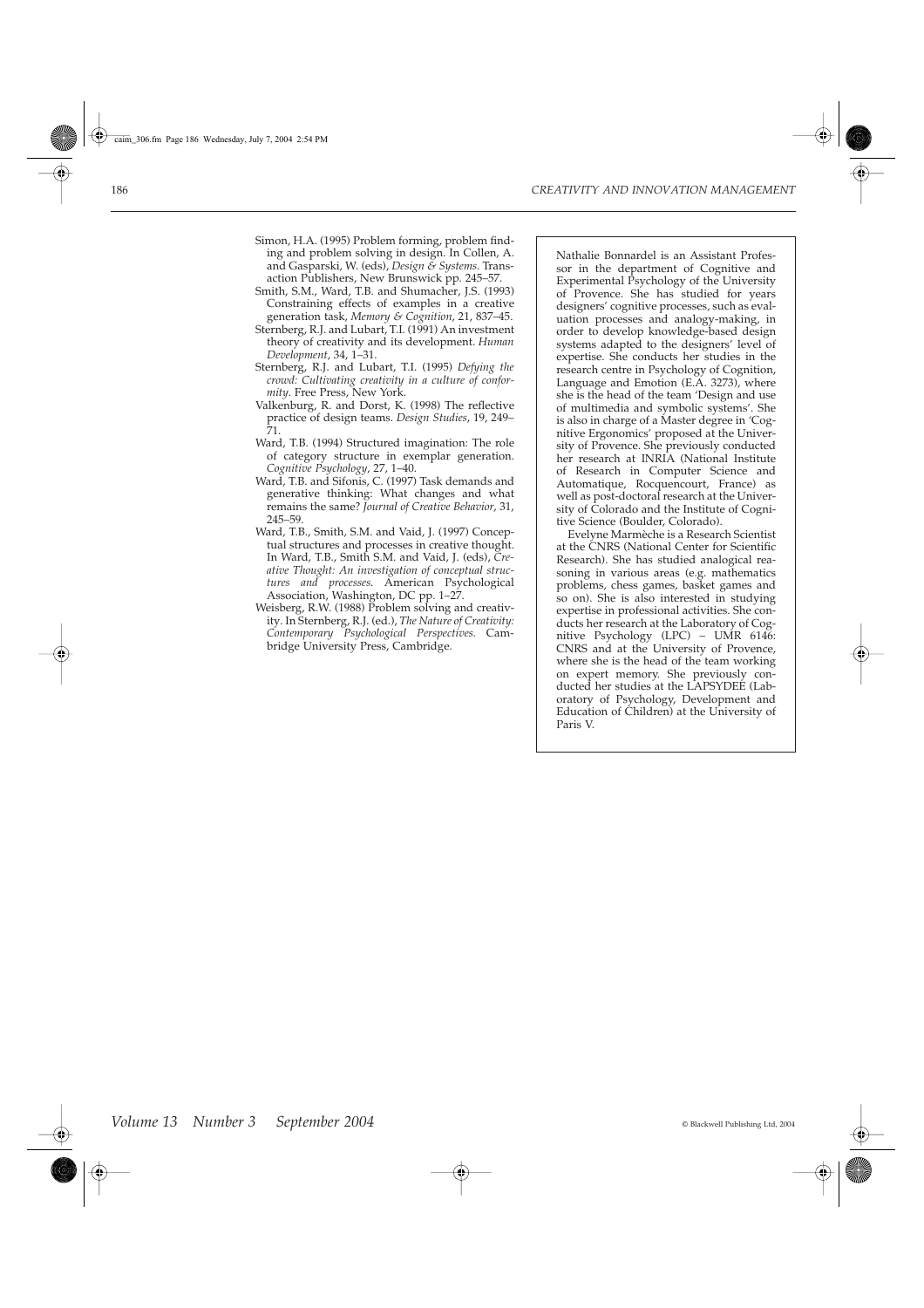Simon, H.A. (1995) Problem forming, problem finding and problem solving in design. In Collen, A. and Gasparski, W. (eds), *Design & Systems*. Transaction Publishers, New Brunswick pp. 245–57.

Smith, S.M., Ward, T.B. and Shumacher, J.S. (1993) Constraining effects of examples in a creative generation task, *Memory & Cognition*, 21, 837–45.

Sternberg, R.J. and Lubart, T.I. (1991) An investment theory of creativity and its development. *Human Development*, 34, 1–31.

Sternberg, R.J. and Lubart, T.I. (1995) *Defying the crowd: Cultivating creativity in a culture of conformity*. Free Press, New York.

Valkenburg, R. and Dorst, K. (1998) The reflective practice of design teams. *Design Studies*, 19, 249–71.

Ward, T.B. (1994) Structured imagination: The role of category structure in exemplar generation. *Cognitive Psychology*, 27, 1–40.

Ward, T.B. and Sifonis, C. (1997) Task demands and generative thinking: What changes and what remains the same? *Journal of Creative Behavior*, 31, 245–59.

Ward, T.B., Smith, S.M. and Vaid, J. (1997) Conceptual structures and processes in creative thought. In Ward, T.B., Smith S.M. and Vaid, J. (eds), *Creative Thought: An investigation of conceptual structures and processes*. American Psychological Association, Washington, DC pp. 1–27.

Weisberg, R.W. (1988) Problem solving and creativity. In Sternberg, R.J. (ed.), *The Nature of Creativity: Contemporary Psychological Perspectives*. Cambridge University Press, Cambridge.

Nathalie Bonnardel is an Assistant Professor in the department of Cognitive and Experimental Psychology of the University of Provence. She has studied for years designers' cognitive processes, such as evaluation processes and analogy-making, in order to develop knowledge-based design systems adapted to the designers' level of expertise. She conducts her studies in the research centre in Psychology of Cognition, Language and Emotion (E.A. 3273), where she is the head of the team 'Design and use of multimedia and symbolic systems'. She is also in charge of a Master degree in 'Cognitive Ergonomics' proposed at the University of Provence. She previously conducted her research at INRIA (National Institute of Research in Computer Science and Automatique, Rocquencourt, France) as well as post-doctoral research at the University of Colorado and the Institute of Cognitive Science (Boulder, Colorado).

Evelyne Marmèche is a Research Scientist at the CNRS (National Center for Scientific Research). She has studied analogical reasoning in various areas (e.g. mathematics problems, chess games, basket games and so on). She is also interested in studying expertise in professional activities. She conducts her research at the Laboratory of Cognitive Psychology (LPC) – UMR 6146: CNRS and at the University of Provence, where she is the head of the team working on expert memory. She previously conducted her studies at the LAPSYDEE (Laboratory of Psychology, Development and Education of Children) at the University of Paris V.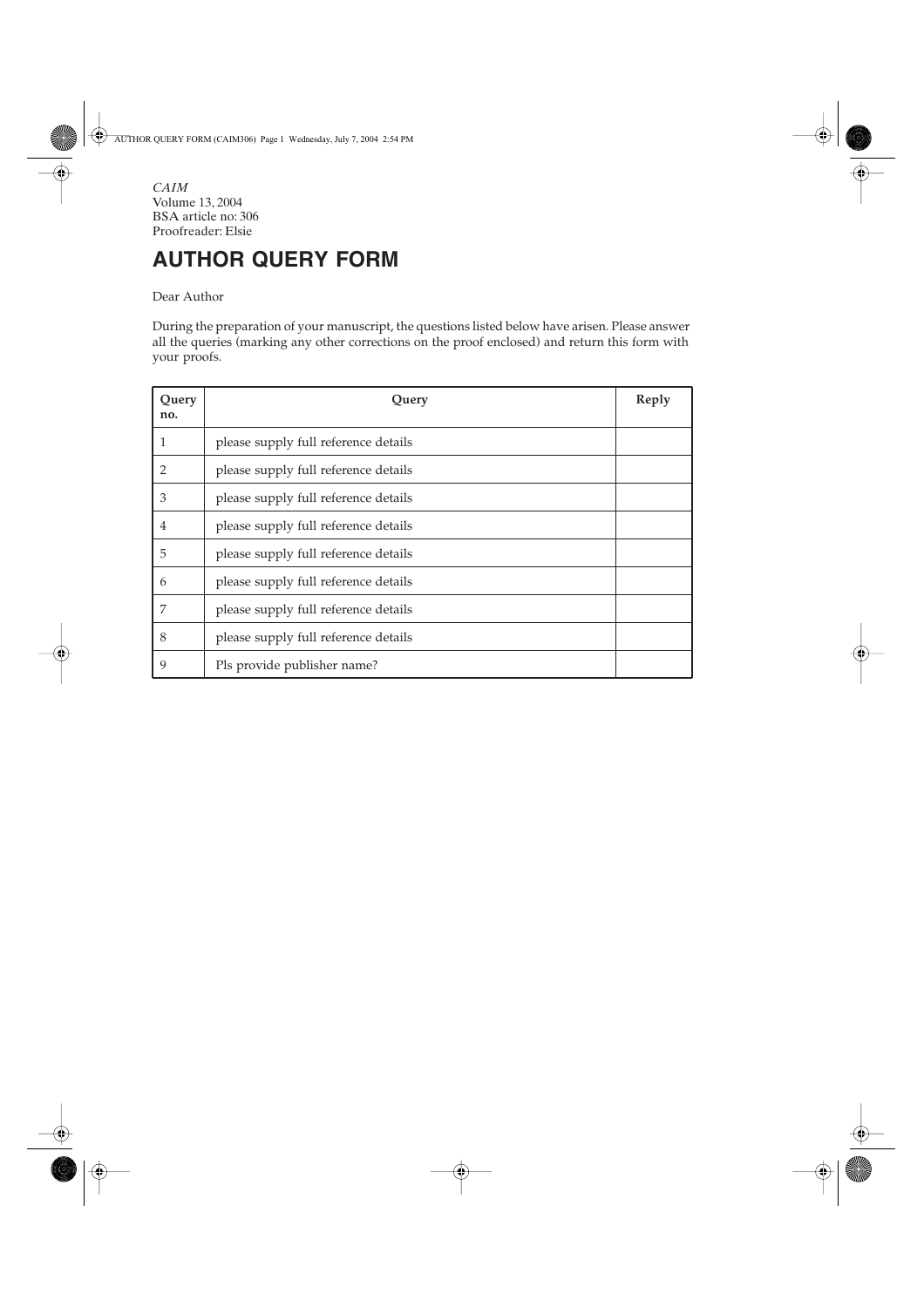*CAIM*
Volume 13, 2004
BSA article no: 306
Proofreader: Elsie

# AUTHOR QUERY FORM

Dear Author

During the preparation of your manuscript, the questions listed below have arisen. Please answer all the queries (marking any other corrections on the proof enclosed) and return this form with your proofs.

| **Query no.** | **Query** | **Reply** |
|---|---|---|
| 1 | please supply full reference details | |
| 2 | please supply full reference details | |
| 3 | please supply full reference details | |
| 4 | please supply full reference details | |
| 5 | please supply full reference details | |
| 6 | please supply full reference details | |
| 7 | please supply full reference details | |
| 8 | please supply full reference details | |
| 9 | Pls provide publisher name? | |